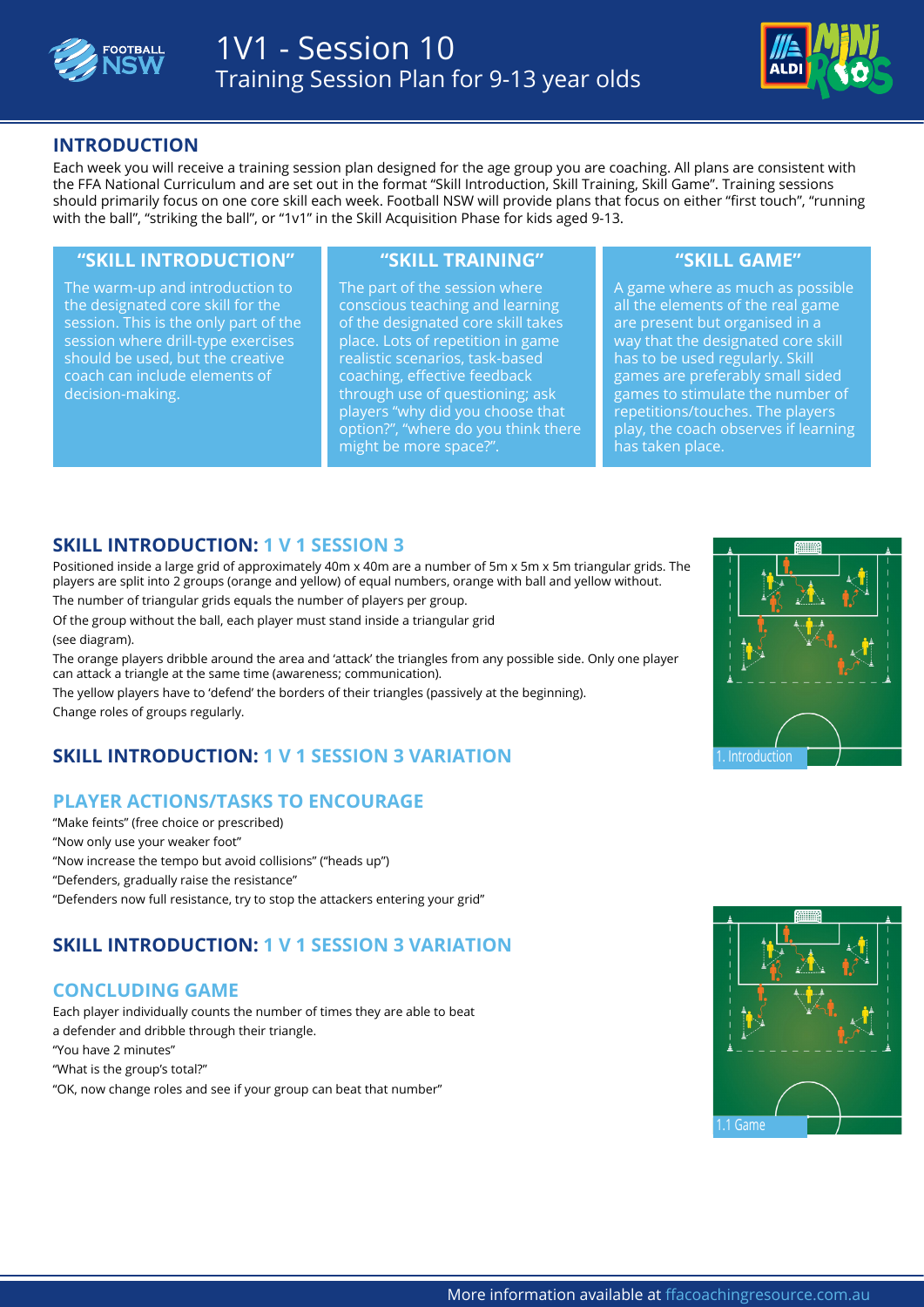# 1V1 - Session 10

Training Session Plan for 9-13 year olds

## INTRODUCTION

Each week you will receive a training session plan designed for the age group you are coaching. All plans are consistent with the FFA National Curriculum and are set out in the format "Skill Introduction, Skill Training, Skill Game". Training sessions should primarily focus on one core skill each week. Football NSW will provide plans that focus on either "first touch", "running with the ball", "striking the ball", or "1v1" in the Skill Acquisition Phase for kids aged 9-13.

### "SKILL INTRODUCTION"

The warm-up and introduction to the designated core skill for the session. This is the only part of the session where drill-type exercises should be used, but the creative coach can include elements of decision-making.

### "SKILL TRAINING"

The part of the session where conscious teaching and learning of the designated core skill takes place. Lots of repetition in game realistic scenarios, task-based coaching, effective feedback through use of questioning; ask players "why did you choose that option?", "where do you think there might be more space?".

### "SKILL GAME"

A game where as much as possible all the elements of the real game are present but organised in a way that the designated core skill has to be used regularly. Skill games are preferably small sided games to stimulate the number of repetitions/touches. The players play, the coach observes if learning has taken place.

## SKILL INTRODUCTION: 1 V 1 SESSION 3

Positioned inside a large grid of approximately 40m x 40m are a number of 5m x 5m x 5m triangular grids. The players are split into 2 groups (orange and yellow) of equal numbers, orange with ball and yellow without.

The number of triangular grids equals the number of players per group.

Of the group without the ball, each player must stand inside a triangular grid (see diagram).

The orange players dribble around the area and 'attack' the triangles from any possible side. Only one player can attack a triangle at the same time (awareness; communication).

The yellow players have to 'defend' the borders of their triangles (passively at the beginning).

Change roles of groups regularly.

1. Introduction

## SKILL INTRODUCTION: 1 V 1 SESSION 3 VARIATION

### PLAYER ACTIONS/TASKS TO ENCOURAGE

"Make feints" (free choice or prescribed)

"Now only use your weaker foot"

"Now increase the tempo but avoid collisions" ("heads up")

"Defenders, gradually raise the resistance"

"Defenders now full resistance, try to stop the attackers entering your grid"

## SKILL INTRODUCTION: 1 V 1 SESSION 3 VARIATION

### CONCLUDING GAME

Each player individually counts the number of times they are able to beat a defender and dribble through their triangle.

"You have 2 minutes"

"What is the group's total?"

"OK, now change roles and see if your group can beat that number"

1.1 Game

More information available at ffacoachingresource.com.au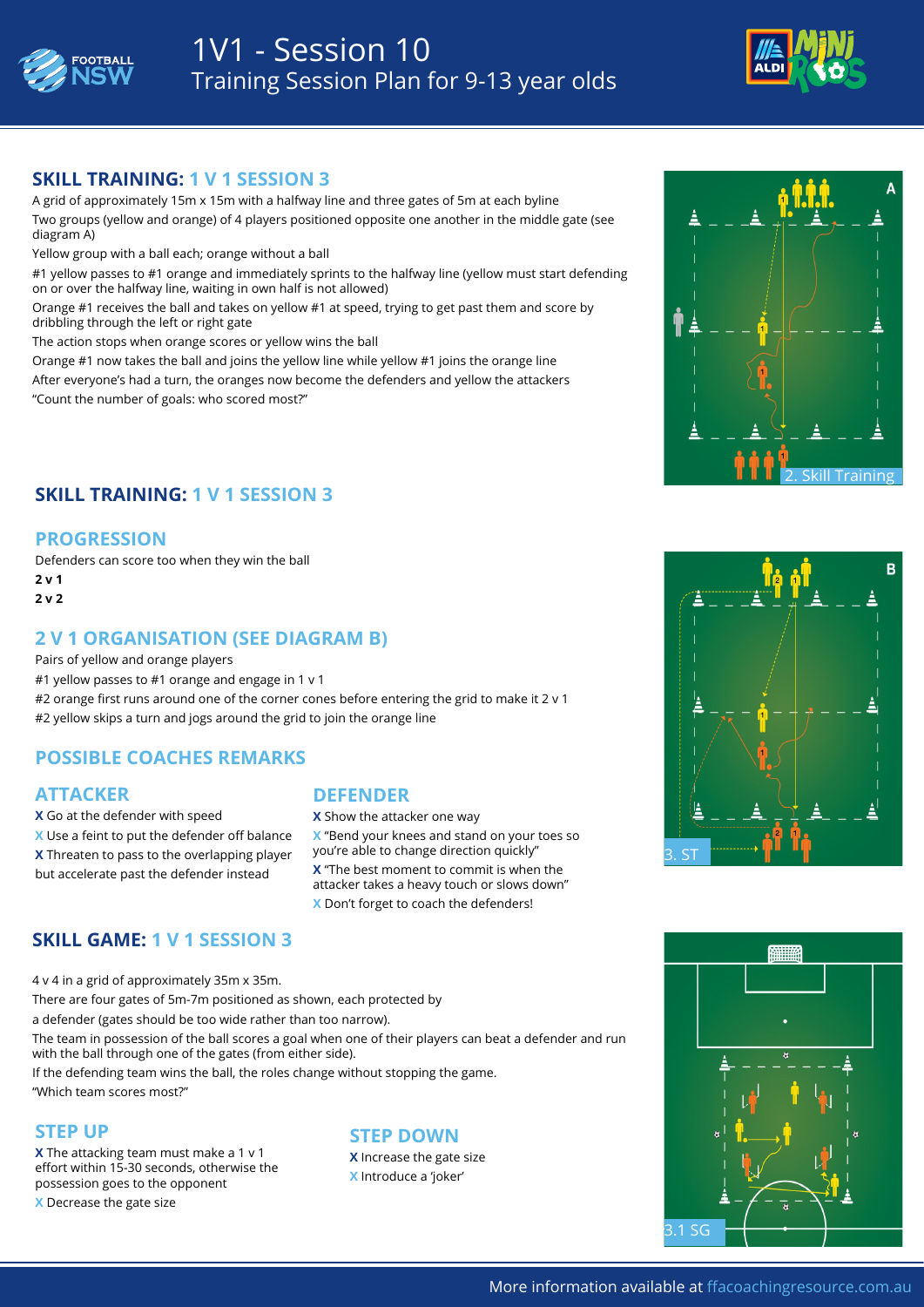# 1V1 - Session 10
## Training Session Plan for 9-13 year olds

## SKILL TRAINING: 1 V 1 SESSION 3

A grid of approximately 15m x 15m with a halfway line and three gates of 5m at each byline

Two groups (yellow and orange) of 4 players positioned opposite one another in the middle gate (see diagram A)

Yellow group with a ball each; orange without a ball

#1 yellow passes to #1 orange and immediately sprints to the halfway line (yellow must start defending on or over the halfway line, waiting in own half is not allowed)

Orange #1 receives the ball and takes on yellow #1 at speed, trying to get past them and score by dribbling through the left or right gate

The action stops when orange scores or yellow wins the ball

Orange #1 now takes the ball and joins the yellow line while yellow #1 joins the orange line

After everyone's had a turn, the oranges now become the defenders and yellow the attackers

"Count the number of goals: who scored most?"

A

2. Skill Training

## SKILL TRAINING: 1 V 1 SESSION 3

### PROGRESSION

Defenders can score too when they win the ball

**2 v 1**

**2 v 2**

### 2 V 1 ORGANISATION (SEE DIAGRAM B)

Pairs of yellow and orange players

#1 yellow passes to #1 orange and engage in 1 v 1

#2 orange first runs around one of the corner cones before entering the grid to make it 2 v 1

#2 yellow skips a turn and jogs around the grid to join the orange line

B

3. ST

### POSSIBLE COACHES REMARKS

#### ATTACKER

- Go at the defender with speed
- Use a feint to put the defender off balance
- Threaten to pass to the overlapping player but accelerate past the defender instead

#### DEFENDER

- Show the attacker one way
- "Bend your knees and stand on your toes so you're able to change direction quickly"
- "The best moment to commit is when the attacker takes a heavy touch or slows down"
- Don't forget to coach the defenders!

## SKILL GAME: 1 V 1 SESSION 3

4 v 4 in a grid of approximately 35m x 35m.

There are four gates of 5m-7m positioned as shown, each protected by a defender (gates should be too wide rather than too narrow).

The team in possession of the ball scores a goal when one of their players can beat a defender and run with the ball through one of the gates (from either side).

If the defending team wins the ball, the roles change without stopping the game.

"Which team scores most?"

3.1 SG

### STEP UP

- The attacking team must make a 1 v 1 effort within 15-30 seconds, otherwise the possession goes to the opponent
- Decrease the gate size

### STEP DOWN

- Increase the gate size
- Introduce a 'joker'

More information available at ffacoachingresource.com.au